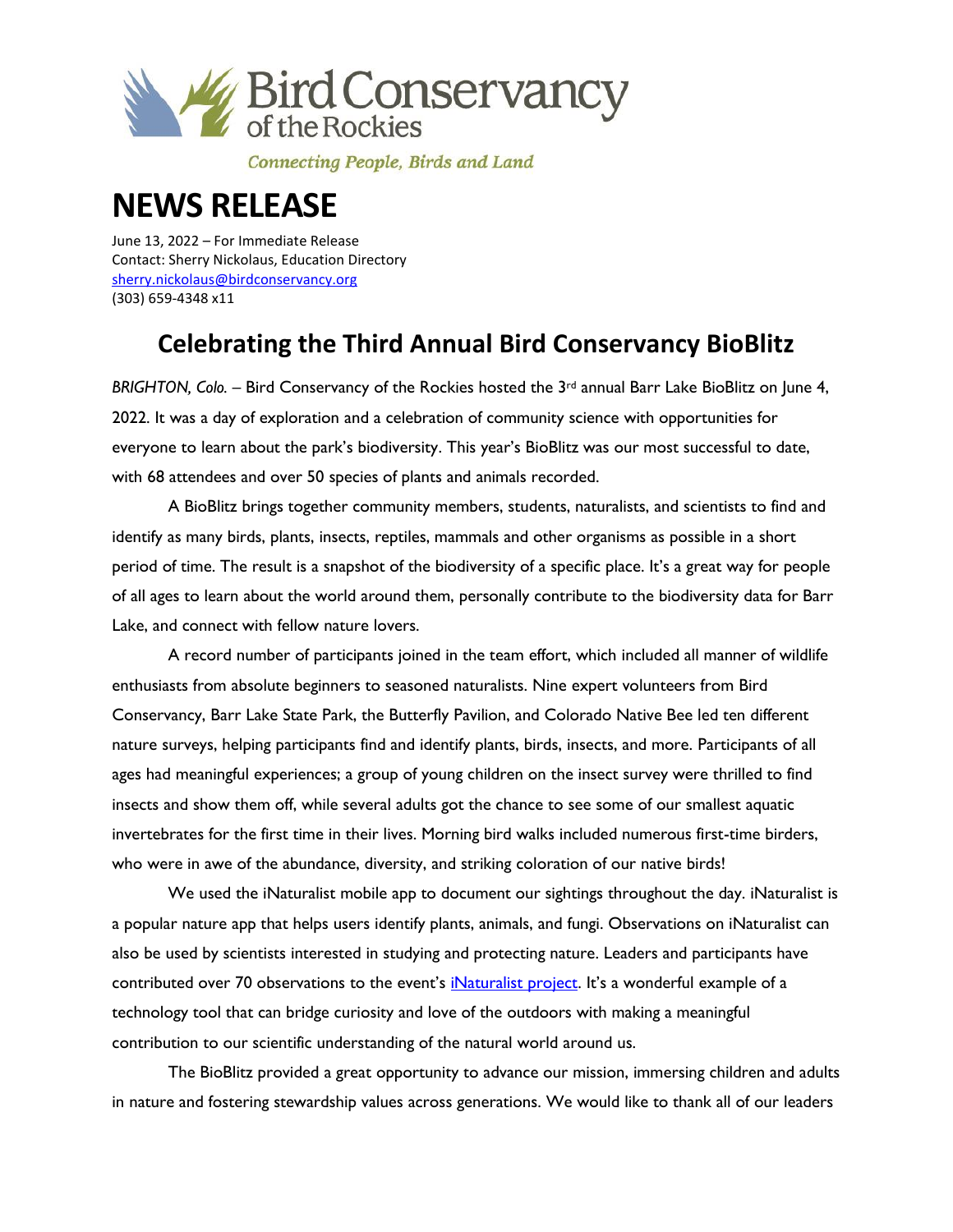Bird Conservancy of the Rockies

*Connecting People, Birds and Land*

# NEWS RELEASE

June 13, 2022 – For Immediate Release
Contact: Sherry Nickolaus, Education Directory
sherry.nickolaus@birdconservancy.org
(303) 659-4348 x11

## Celebrating the Third Annual Bird Conservancy BioBlitz

*BRIGHTON, Colo.* – Bird Conservancy of the Rockies hosted the 3rd annual Barr Lake BioBlitz on June 4, 2022. It was a day of exploration and a celebration of community science with opportunities for everyone to learn about the park's biodiversity. This year's BioBlitz was our most successful to date, with 68 attendees and over 50 species of plants and animals recorded.

A BioBlitz brings together community members, students, naturalists, and scientists to find and identify as many birds, plants, insects, reptiles, mammals and other organisms as possible in a short period of time. The result is a snapshot of the biodiversity of a specific place. It's a great way for people of all ages to learn about the world around them, personally contribute to the biodiversity data for Barr Lake, and connect with fellow nature lovers.

A record number of participants joined in the team effort, which included all manner of wildlife enthusiasts from absolute beginners to seasoned naturalists. Nine expert volunteers from Bird Conservancy, Barr Lake State Park, the Butterfly Pavilion, and Colorado Native Bee led ten different nature surveys, helping participants find and identify plants, birds, insects, and more. Participants of all ages had meaningful experiences; a group of young children on the insect survey were thrilled to find insects and show them off, while several adults got the chance to see some of our smallest aquatic invertebrates for the first time in their lives. Morning bird walks included numerous first-time birders, who were in awe of the abundance, diversity, and striking coloration of our native birds!

We used the iNaturalist mobile app to document our sightings throughout the day. iNaturalist is a popular nature app that helps users identify plants, animals, and fungi. Observations on iNaturalist can also be used by scientists interested in studying and protecting nature. Leaders and participants have contributed over 70 observations to the event's iNaturalist project. It's a wonderful example of a technology tool that can bridge curiosity and love of the outdoors with making a meaningful contribution to our scientific understanding of the natural world around us.

The BioBlitz provided a great opportunity to advance our mission, immersing children and adults in nature and fostering stewardship values across generations. We would like to thank all of our leaders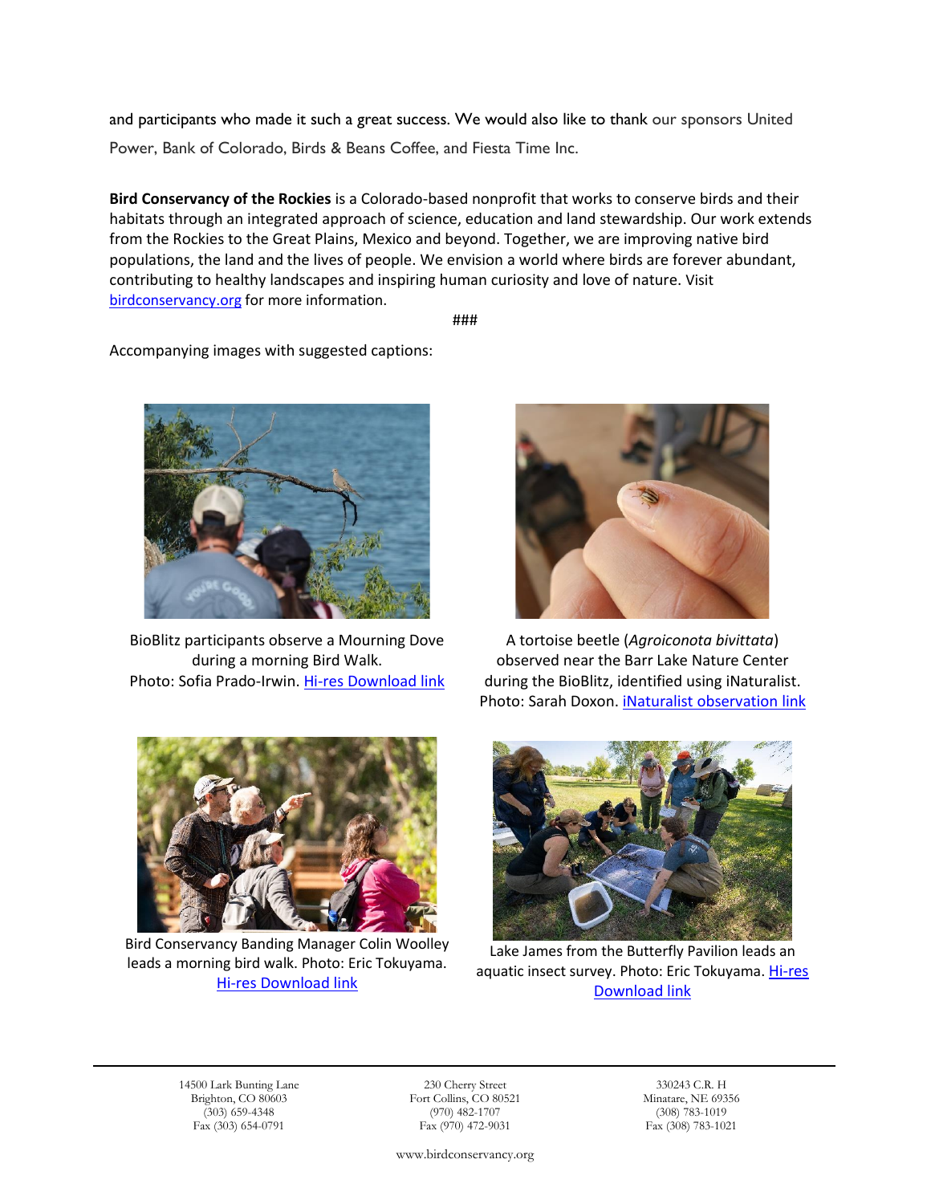and participants who made it such a great success. We would also like to thank our sponsors United Power, Bank of Colorado, Birds & Beans Coffee, and Fiesta Time Inc.

**Bird Conservancy of the Rockies** is a Colorado-based nonprofit that works to conserve birds and their habitats through an integrated approach of science, education and land stewardship. Our work extends from the Rockies to the Great Plains, Mexico and beyond. Together, we are improving native bird populations, the land and the lives of people. We envision a world where birds are forever abundant, contributing to healthy landscapes and inspiring human curiosity and love of nature. Visit [birdconservancy.org](birdconservancy.org) for more information.

###

Accompanying images with suggested captions:

BioBlitz participants observe a Mourning Dove during a morning Bird Walk. Photo: Sofia Prado-Irwin. [Hi-res Download link]

A tortoise beetle (*Agroiconota bivittata*) observed near the Barr Lake Nature Center during the BioBlitz, identified using iNaturalist. Photo: Sarah Doxon. [iNaturalist observation link]

Bird Conservancy Banding Manager Colin Woolley leads a morning bird walk. Photo: Eric Tokuyama. [Hi-res Download link]

Lake James from the Butterfly Pavilion leads an aquatic insect survey. Photo: Eric Tokuyama. [Hi-res Download link]

14500 Lark Bunting Lane
Brighton, CO 80603
(303) 659-4348
Fax (303) 654-0791

230 Cherry Street
Fort Collins, CO 80521
(970) 482-1707
Fax (970) 472-9031

330243 C.R. H
Minatare, NE 69356
(308) 783-1019
Fax (308) 783-1021

www.birdconservancy.org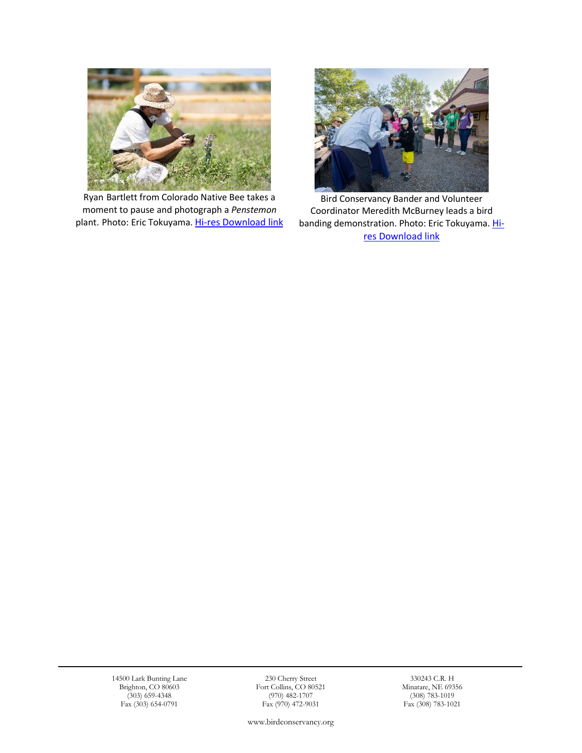Ryan Bartlett from Colorado Native Bee takes a moment to pause and photograph a *Penstemon* plant. Photo: Eric Tokuyama. Hi-res Download link

Bird Conservancy Bander and Volunteer Coordinator Meredith McBurney leads a bird banding demonstration. Photo: Eric Tokuyama. Hi-res Download link

14500 Lark Bunting Lane
Brighton, CO 80603
(303) 659-4348
Fax (303) 654-0791

230 Cherry Street
Fort Collins, CO 80521
(970) 482-1707
Fax (970) 472-9031

330243 C.R. H
Minatare, NE 69356
(308) 783-1019
Fax (308) 783-1021

www.birdconservancy.org